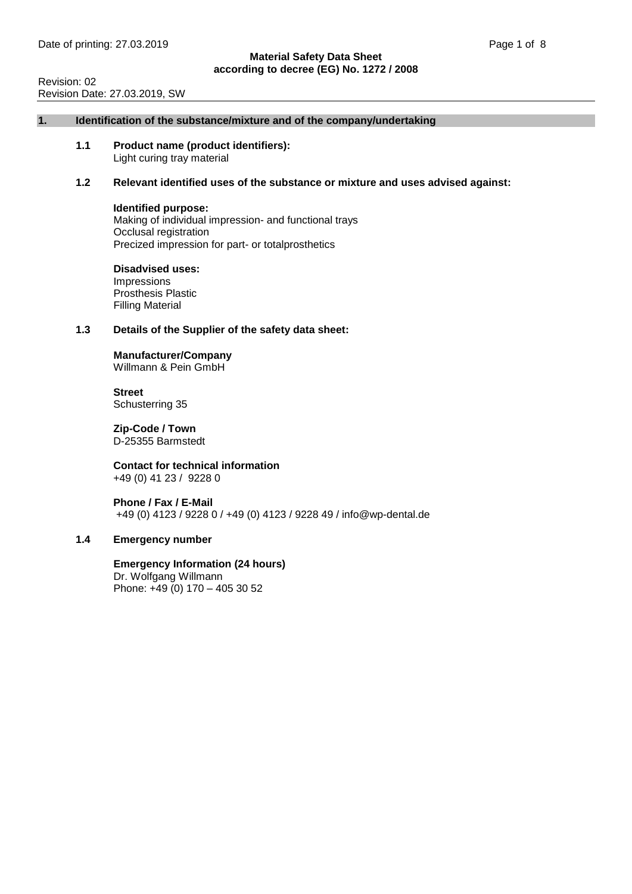**Material Safety Data Sheet**
**according to decree (EG) No. 1272 / 2008**

Revision: 02
Revision Date: 27.03.2019, SW

## 1. Identification of the substance/mixture and of the company/undertaking

### 1.1 Product name (product identifiers):

Light curing tray material

### 1.2 Relevant identified uses of the substance or mixture and uses advised against:

**Identified purpose:**
Making of individual impression- and functional trays
Occlusal registration
Precized impression for part- or totalprosthetics

**Disadvised uses:**
Impressions
Prosthesis Plastic
Filling Material

### 1.3 Details of the Supplier of the safety data sheet:

**Manufacturer/Company**
Willmann & Pein GmbH

**Street**
Schusterring 35

**Zip-Code / Town**
D-25355 Barmstedt

**Contact for technical information**
+49 (0) 41 23 / 9228 0

**Phone / Fax / E-Mail**
+49 (0) 4123 / 9228 0 / +49 (0) 4123 / 9228 49 / info@wp-dental.de

### 1.4 Emergency number

**Emergency Information (24 hours)**
Dr. Wolfgang Willmann
Phone: +49 (0) 170 – 405 30 52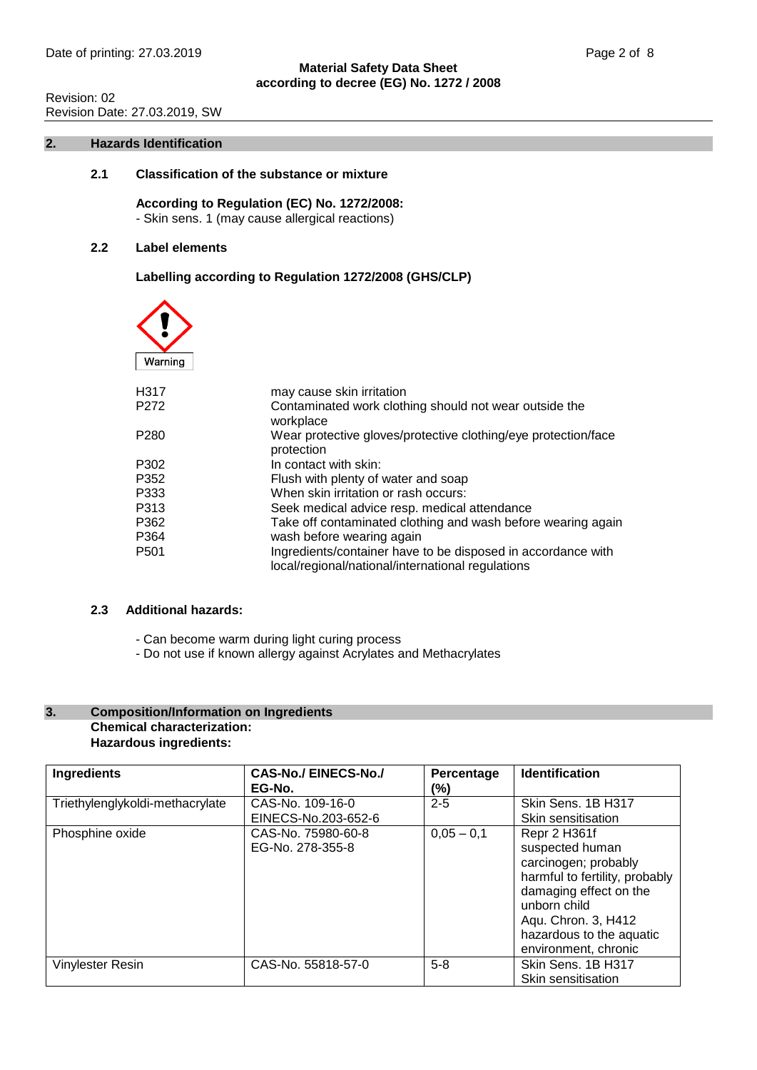## 2. Hazards Identification

### 2.1 Classification of the substance or mixture

**According to Regulation (EC) No. 1272/2008:**
- Skin sens. 1 (may cause allergical reactions)

### 2.2 Label elements

**Labelling according to Regulation 1272/2008 (GHS/CLP)**

Warning

| | |
|---|---|
| H317 | may cause skin irritation |
| P272 | Contaminated work clothing should not wear outside the workplace |
| P280 | Wear protective gloves/protective clothing/eye protection/face protection |
| P302 | In contact with skin: |
| P352 | Flush with plenty of water and soap |
| P333 | When skin irritation or rash occurs: |
| P313 | Seek medical advice resp. medical attendance |
| P362 | Take off contaminated clothing and wash before wearing again |
| P364 | wash before wearing again |
| P501 | Ingredients/container have to be disposed in accordance with local/regional/national/international regulations |

### 2.3 Additional hazards:

- Can become warm during light curing process
- Do not use if known allergy against Acrylates and Methacrylates

## 3. Composition/Information on Ingredients

**Chemical characterization:**
**Hazardous ingredients:**

| Ingredients | CAS-No./ EINECS-No./ EG-No. | Percentage (%) | Identification |
|---|---|---|---|
| Triethylenglykoldi-methacrylate | CAS-No. 109-16-0<br>EINECS-No.203-652-6 | 2-5 | Skin Sens. 1B H317<br>Skin sensitisation |
| Phosphine oxide | CAS-No. 75980-60-8<br>EG-No. 278-355-8 | 0,05 – 0,1 | Repr 2 H361f<br>suspected human carcinogen; probably harmful to fertility, probably damaging effect on the unborn child<br>Aqu. Chron. 3, H412<br>hazardous to the aquatic environment, chronic |
| Vinylester Resin | CAS-No. 55818-57-0 | 5-8 | Skin Sens. 1B H317<br>Skin sensitisation |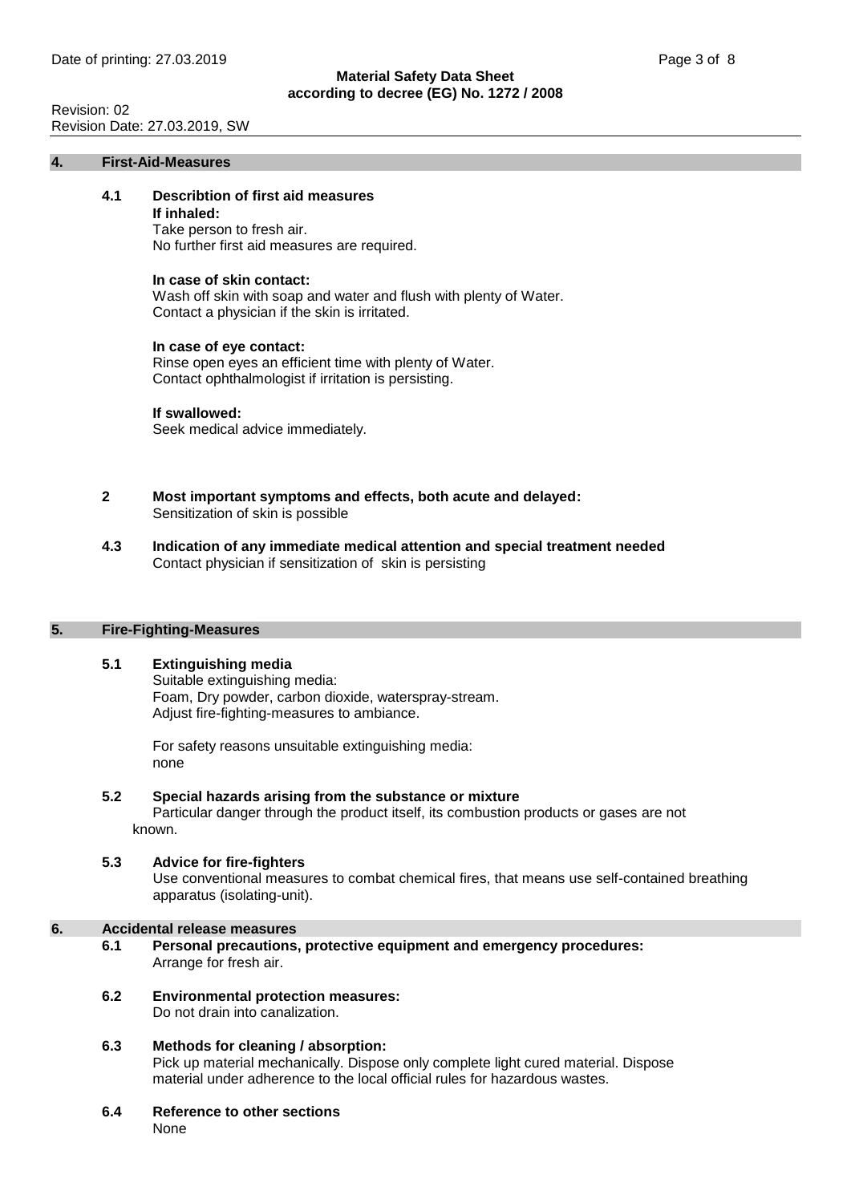## 4. First-Aid-Measures

### 4.1 Describtion of first aid measures

**If inhaled:**
Take person to fresh air.
No further first aid measures are required.

**In case of skin contact:**
Wash off skin with soap and water and flush with plenty of Water.
Contact a physician if the skin is irritated.

**In case of eye contact:**
Rinse open eyes an efficient time with plenty of Water.
Contact ophthalmologist if irritation is persisting.

**If swallowed:**
Seek medical advice immediately.

### 2 Most important symptoms and effects, both acute and delayed:

Sensitization of skin is possible

### 4.3 Indication of any immediate medical attention and special treatment needed

Contact physician if sensitization of skin is persisting

## 5. Fire-Fighting-Measures

### 5.1 Extinguishing media

Suitable extinguishing media:
Foam, Dry powder, carbon dioxide, waterspray-stream.
Adjust fire-fighting-measures to ambiance.

For safety reasons unsuitable extinguishing media:
none

### 5.2 Special hazards arising from the substance or mixture

Particular danger through the product itself, its combustion products or gases are not known.

### 5.3 Advice for fire-fighters

Use conventional measures to combat chemical fires, that means use self-contained breathing apparatus (isolating-unit).

## 6. Accidental release measures

### 6.1 Personal precautions, protective equipment and emergency procedures:

Arrange for fresh air.

### 6.2 Environmental protection measures:

Do not drain into canalization.

### 6.3 Methods for cleaning / absorption:

Pick up material mechanically. Dispose only complete light cured material. Dispose material under adherence to the local official rules for hazardous wastes.

### 6.4 Reference to other sections

None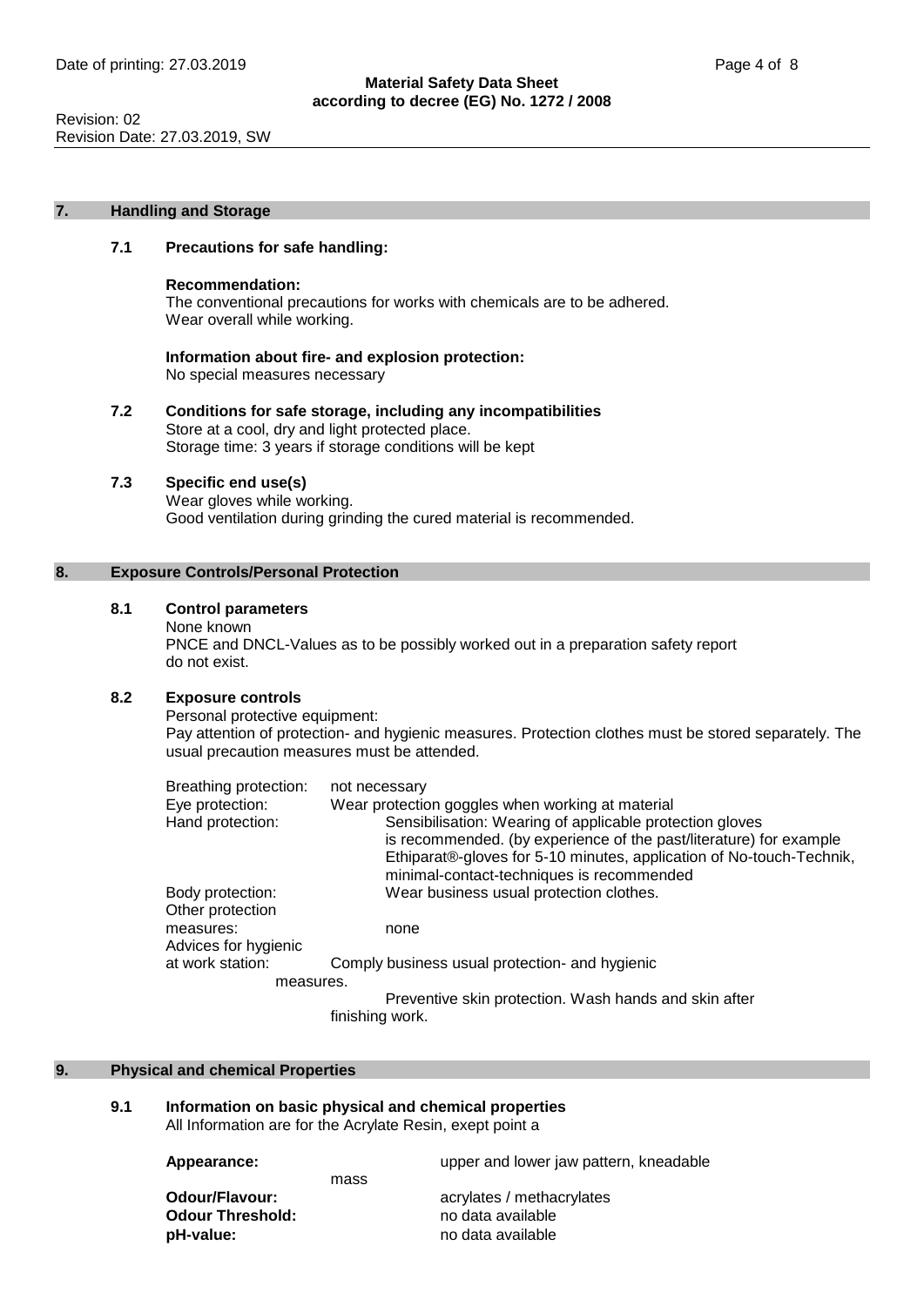Revision: 02
Revision Date: 27.03.2019, SW

## 7. Handling and Storage

### 7.1 Precautions for safe handling:

**Recommendation:**
The conventional precautions for works with chemicals are to be adhered.
Wear overall while working.

**Information about fire- and explosion protection:**
No special measures necessary

### 7.2 Conditions for safe storage, including any incompatibilities

Store at a cool, dry and light protected place.
Storage time: 3 years if storage conditions will be kept

### 7.3 Specific end use(s)

Wear gloves while working.
Good ventilation during grinding the cured material is recommended.

## 8. Exposure Controls/Personal Protection

### 8.1 Control parameters

None known
PNCE and DNCL-Values as to be possibly worked out in a preparation safety report do not exist.

### 8.2 Exposure controls

Personal protective equipment:
Pay attention of protection- and hygienic measures. Protection clothes must be stored separately. The usual precaution measures must be attended.

Breathing protection: not necessary
Eye protection: Wear protection goggles when working at material
Hand protection: Sensibilisation: Wearing of applicable protection gloves is recommended. (by experience of the past/literature) for example Ethiparat®-gloves for 5-10 minutes, application of No-touch-Technik, minimal-contact-techniques is recommended
Body protection: Wear business usual protection clothes.
Other protection measures: none
Advices for hygienic at work station: Comply business usual protection- and hygienic measures.
Preventive skin protection. Wash hands and skin after finishing work.

## 9. Physical and chemical Properties

### 9.1 Information on basic physical and chemical properties

All Information are for the Acrylate Resin, exept point a

**Appearance:** upper and lower jaw pattern, kneadable mass
**Odour/Flavour:** acrylates / methacrylates
**Odour Threshold:** no data available
**pH-value:** no data available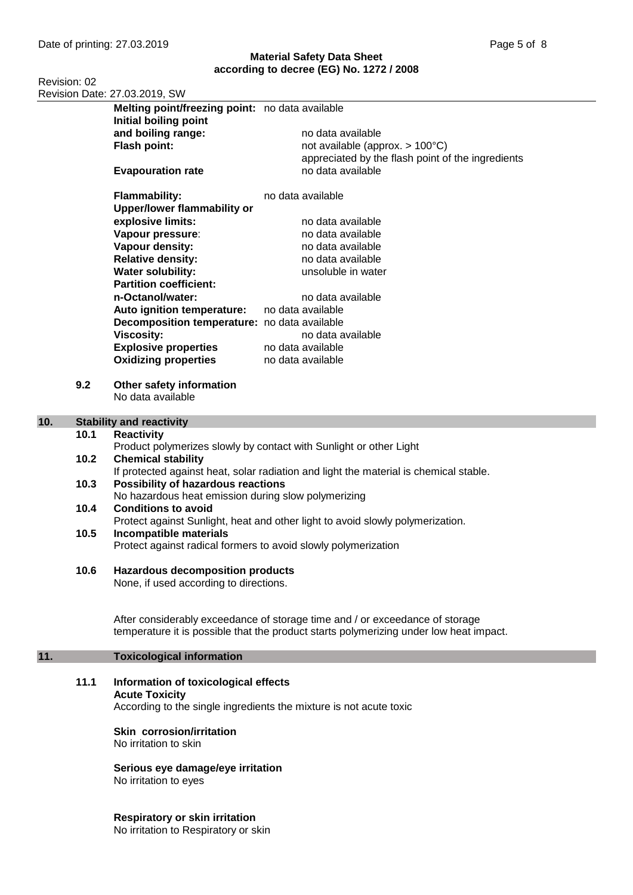| | |
|---|---|
| **Melting point/freezing point:** | no data available |
| **Initial boiling point and boiling range:** | no data available |
| **Flash point:** | not available (approx. > 100°C) appreciated by the flash point of the ingredients |
| **Evapouration rate** | no data available |
| **Flammability:** | no data available |
| **Upper/lower flammability or explosive limits:** | no data available |
| **Vapour pressure**: | no data available |
| **Vapour density:** | no data available |
| **Relative density:** | no data available |
| **Water solubility:** | unsoluble in water |
| **Partition coefficient: n-Octanol/water:** | no data available |
| **Auto ignition temperature:** | no data available |
| **Decomposition temperature:** | no data available |
| **Viscosity:** | no data available |
| **Explosive properties** | no data available |
| **Oxidizing properties** | no data available |

### 9.2 Other safety information

No data available

## 10. Stability and reactivity

### 10.1 Reactivity

Product polymerizes slowly by contact with Sunlight or other Light

### 10.2 Chemical stability

If protected against heat, solar radiation and light the material is chemical stable.

### 10.3 Possibility of hazardous reactions

No hazardous heat emission during slow polymerizing

### 10.4 Conditions to avoid

Protect against Sunlight, heat and other light to avoid slowly polymerization.

### 10.5 Incompatible materials

Protect against radical formers to avoid slowly polymerization

### 10.6 Hazardous decomposition products

None, if used according to directions.

After considerably exceedance of storage time and / or exceedance of storage temperature it is possible that the product starts polymerizing under low heat impact.

## 11. Toxicological information

### 11.1 Information of toxicological effects

**Acute Toxicity**

According to the single ingredients the mixture is not acute toxic

**Skin corrosion/irritation**

No irritation to skin

**Serious eye damage/eye irritation**

No irritation to eyes

**Respiratory or skin irritation**

No irritation to Respiratory or skin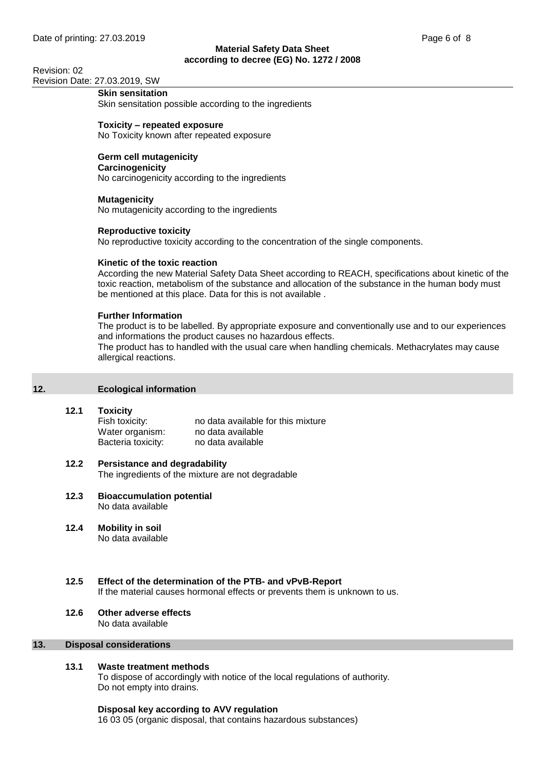**Skin sensitation**
Skin sensitation possible according to the ingredients

**Toxicity – repeated exposure**
No Toxicity known after repeated exposure

**Germ cell mutagenicity**
**Carcinogenicity**
No carcinogenicity according to the ingredients

**Mutagenicity**
No mutagenicity according to the ingredients

**Reproductive toxicity**
No reproductive toxicity according to the concentration of the single components.

**Kinetic of the toxic reaction**
According the new Material Safety Data Sheet according to REACH, specifications about kinetic of the toxic reaction, metabolism of the substance and allocation of the substance in the human body must be mentioned at this place. Data for this is not available .

**Further Information**
The product is to be labelled. By appropriate exposure and conventionally use and to our experiences and informations the product causes no hazardous effects.
The product has to handled with the usual care when handling chemicals. Methacrylates may cause allergical reactions.

## 12. Ecological information

### 12.1 Toxicity

| | |
|---|---|
| Fish toxicity: | no data available for this mixture |
| Water organism: | no data available |
| Bacteria toxicity: | no data available |

### 12.2 Persistance and degradability
The ingredients of the mixture are not degradable

### 12.3 Bioaccumulation potential
No data available

### 12.4 Mobility in soil
No data available

### 12.5 Effect of the determination of the PTB- and vPvB-Report
If the material causes hormonal effects or prevents them is unknown to us.

### 12.6 Other adverse effects
No data available

## 13. Disposal considerations

### 13.1 Waste treatment methods
To dispose of accordingly with notice of the local regulations of authority.
Do not empty into drains.

**Disposal key according to AVV regulation**
16 03 05 (organic disposal, that contains hazardous substances)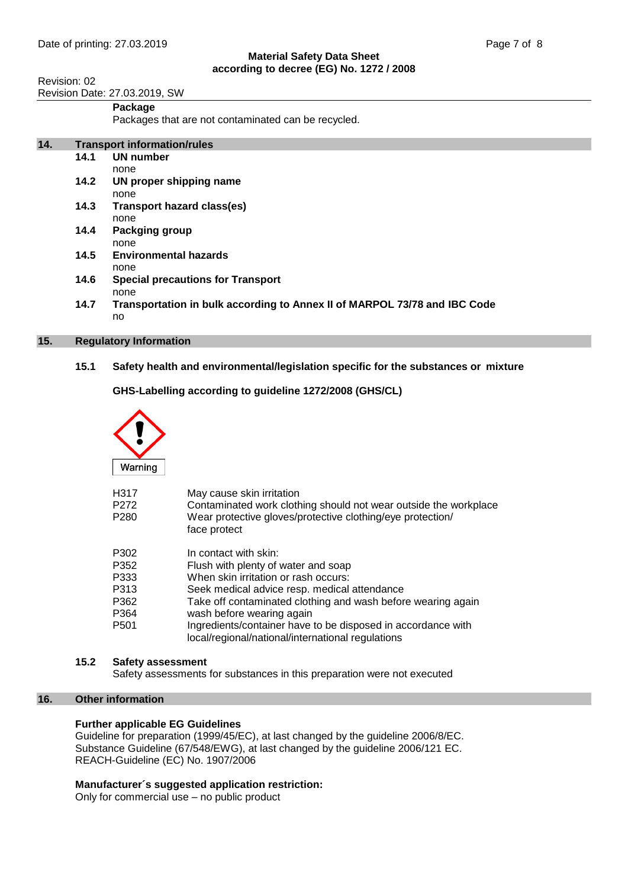**Package**

Packages that are not contaminated can be recycled.

## 14. Transport information/rules

**14.1 UN number**
none

**14.2 UN proper shipping name**
none

**14.3 Transport hazard class(es)**
none

**14.4 Packging group**
none

**14.5 Environmental hazards**
none

**14.6 Special precautions for Transport**
none

**14.7 Transportation in bulk according to Annex II of MARPOL 73/78 and IBC Code**
no

## 15. Regulatory Information

**15.1 Safety health and environmental/legislation specific for the substances or mixture**

**GHS-Labelling according to guideline 1272/2008 (GHS/CL)**

Warning

| | |
|---|---|
| H317 | May cause skin irritation |
| P272 | Contaminated work clothing should not wear outside the workplace |
| P280 | Wear protective gloves/protective clothing/eye protection/ face protect |

| | |
|---|---|
| P302 | In contact with skin: |
| P352 | Flush with plenty of water and soap |
| P333 | When skin irritation or rash occurs: |
| P313 | Seek medical advice resp. medical attendance |
| P362 | Take off contaminated clothing and wash before wearing again |
| P364 | wash before wearing again |
| P501 | Ingredients/container have to be disposed in accordance with local/regional/national/international regulations |

**15.2 Safety assessment**

Safety assessments for substances in this preparation were not executed

## 16. Other information

**Further applicable EG Guidelines**

Guideline for preparation (1999/45/EC), at last changed by the guideline 2006/8/EC.
Substance Guideline (67/548/EWG), at last changed by the guideline 2006/121 EC.
REACH-Guideline (EC) No. 1907/2006

**Manufacturer´s suggested application restriction:**

Only for commercial use – no public product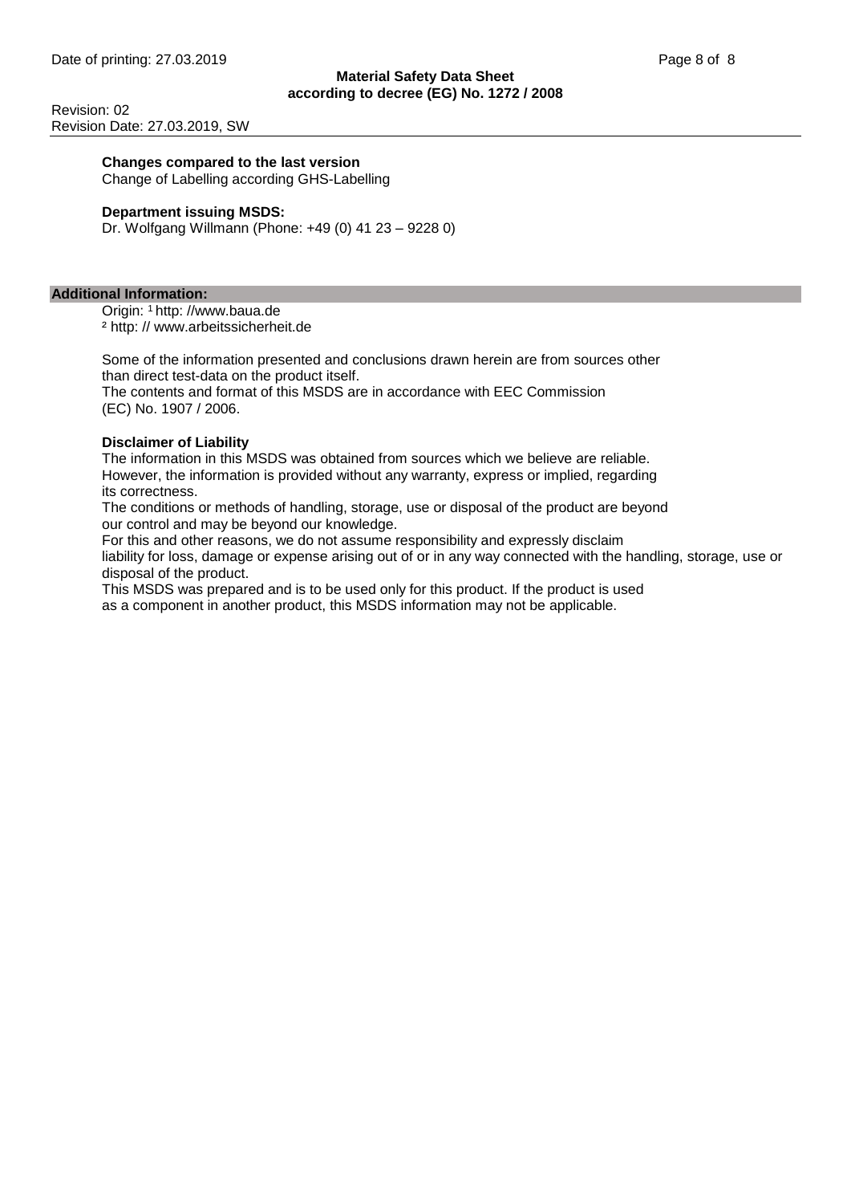**Changes compared to the last version**

Change of Labelling according GHS-Labelling

**Department issuing MSDS:**

Dr. Wolfgang Willmann (Phone: +49 (0) 41 23 – 9228 0)

## Additional Information:

Origin: [1] http: //www.baua.de
[2] http: // www.arbeitssicherheit.de

Some of the information presented and conclusions drawn herein are from sources other than direct test-data on the product itself.
The contents and format of this MSDS are in accordance with EEC Commission (EC) No. 1907 / 2006.

**Disclaimer of Liability**

The information in this MSDS was obtained from sources which we believe are reliable.
However, the information is provided without any warranty, express or implied, regarding its correctness.
The conditions or methods of handling, storage, use or disposal of the product are beyond our control and may be beyond our knowledge.
For this and other reasons, we do not assume responsibility and expressly disclaim liability for loss, damage or expense arising out of or in any way connected with the handling, storage, use or disposal of the product.
This MSDS was prepared and is to be used only for this product. If the product is used as a component in another product, this MSDS information may not be applicable.